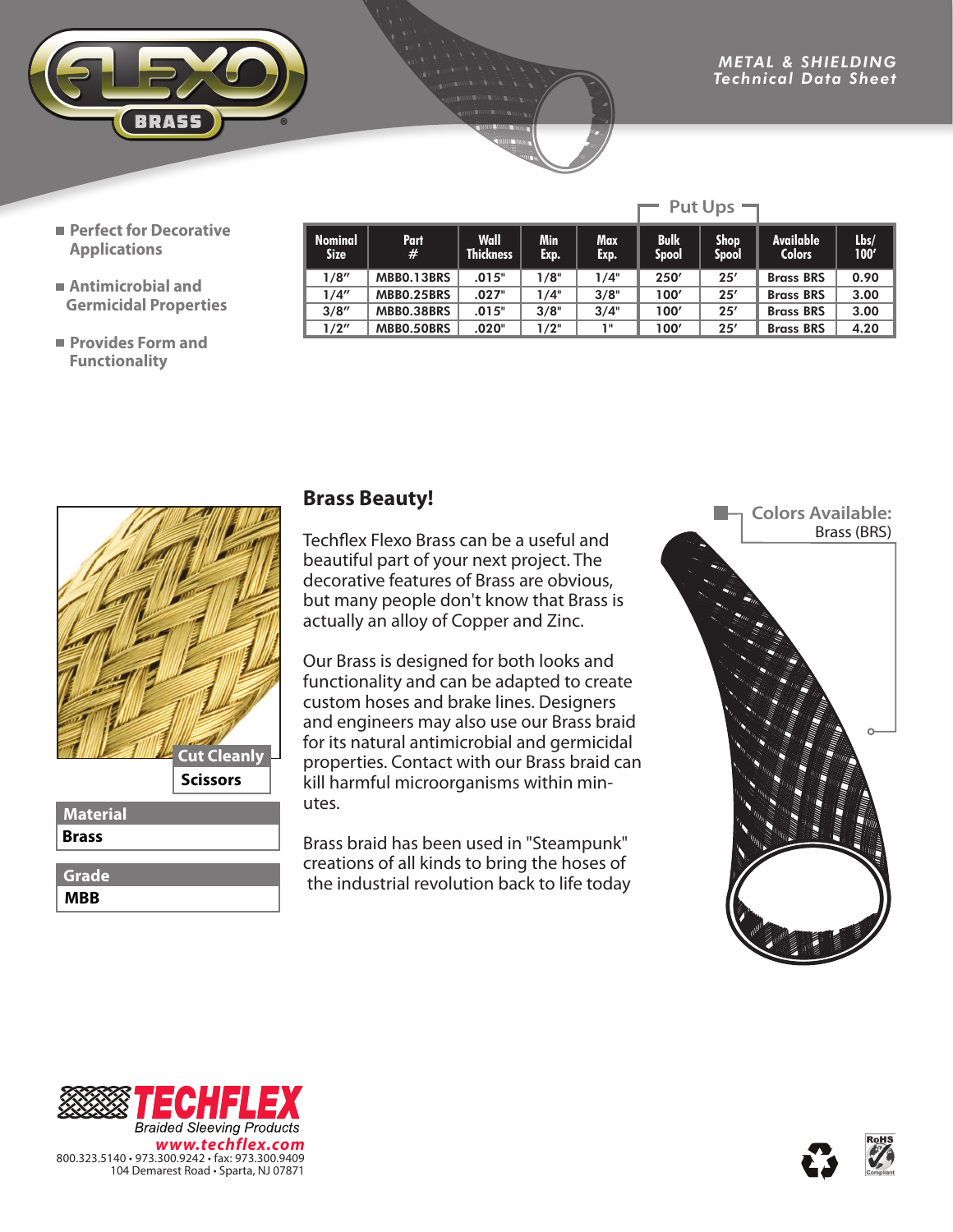# FLEXO BRASS

METAL & SHIELDING
Technical Data Sheet

- Perfect for Decorative Applications
- Antimicrobial and Germicidal Properties
- Provides Form and Functionality

| Nominal Size | Part # | Wall Thickness | Min Exp. | Max Exp. | Put Ups: Bulk Spool | Put Ups: Shop Spool | Available Colors | Lbs/ 100' |
|---|---|---|---|---|---|---|---|---|
| 1/8" | MBB0.13BRS | .015" | 1/8" | 1/4" | 250' | 25' | Brass BRS | 0.90 |
| 1/4" | MBB0.25BRS | .027" | 1/4" | 3/8" | 100' | 25' | Brass BRS | 3.00 |
| 3/8" | MBB0.38BRS | .015" | 3/8" | 3/4" | 100' | 25' | Brass BRS | 3.00 |
| 1/2" | MBB0.50BRS | .020" | 1/2" | 1" | 100' | 25' | Brass BRS | 4.20 |

**Cut Cleanly**
**Scissors**

| Material |
|---|
| **Brass** |

| Grade |
|---|
| **MBB** |

## Brass Beauty!

Techflex Flexo Brass can be a useful and beautiful part of your next project. The decorative features of Brass are obvious, but many people don't know that Brass is actually an alloy of Copper and Zinc.

Our Brass is designed for both looks and functionality and can be adapted to create custom hoses and brake lines. Designers and engineers may also use our Brass braid for its natural antimicrobial and germicidal properties. Contact with our Brass braid can kill harmful microorganisms within minutes.

Brass braid has been used in "Steampunk" creations of all kinds to bring the hoses of the industrial revolution back to life today

**Colors Available:**
Brass (BRS)

TECHFLEX
Braided Sleeving Products
www.techflex.com
800.323.5140 • 973.300.9242 • fax: 973.300.9409
104 Demarest Road • Sparta, NJ 07871

RoHS Compliant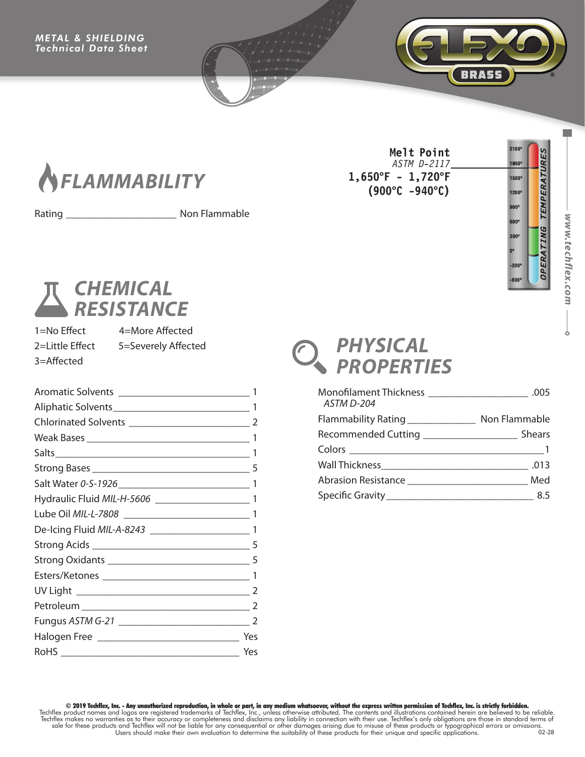METAL & SHIELDING
Technical Data Sheet

FLEXO BRASS

# FLAMMABILITY

Rating ____________________ Non Flammable

**Melt Point**
*ASTM D-2117*
**1,650°F - 1,720°F**
**(900°C -940°C)**

OPERATING TEMPERATURES

2100°
1800°
1500°
1200°
900°
600°
300°
0°
-300°
-600°

# CHEMICAL RESISTANCE

1=No Effect
2=Little Effect
3=Affected
4=More Affected
5=Severely Affected

| | |
|---|---|
| Aromatic Solvents | 1 |
| Aliphatic Solvents | 1 |
| Chlorinated Solvents | 2 |
| Weak Bases | 1 |
| Salts | 1 |
| Strong Bases | 5 |
| Salt Water *0-S-1926* | 1 |
| Hydraulic Fluid *MIL-H-5606* | 1 |
| Lube Oil *MIL-L-7808* | 1 |
| De-Icing Fluid *MIL-A-8243* | 1 |
| Strong Acids | 5 |
| Strong Oxidants | 5 |
| Esters/Ketones | 1 |
| UV Light | 2 |
| Petroleum | 2 |
| Fungus *ASTM G-21* | 2 |
| Halogen Free | Yes |
| RoHS | Yes |

# PHYSICAL PROPERTIES

| | |
|---|---|
| Monofilament Thickness *ASTM D-204* | .005 |
| Flammability Rating | Non Flammable |
| Recommended Cutting | Shears |
| Colors | 1 |
| Wall Thickness | .013 |
| Abrasion Resistance | Med |
| Specific Gravity | 8.5 |

www.techflex.com

**© 2019 Techflex, Inc. - Any unauthorized reproduction, in whole or part, in any medium whatsoever, without the express written permission of Techflex, Inc. is strictly forbidden.**
Techflex product names and logos are registered trademarks of Techflex, Inc., unless otherwise attributed. The contents and illustrations contained herein are believed to be reliable. Techflex makes no warranties as to their accuracy or completeness and disclaims any liability in connection with their use. Techflex's only obligations are those in standard terms of sale for these products and Techflex will not be liable for any consequential or other damages arising due to misuse of these products or typographical errors or omissions. Users should make their own evaluation to determine the suitability of these products for their unique and specific applications.

02-28